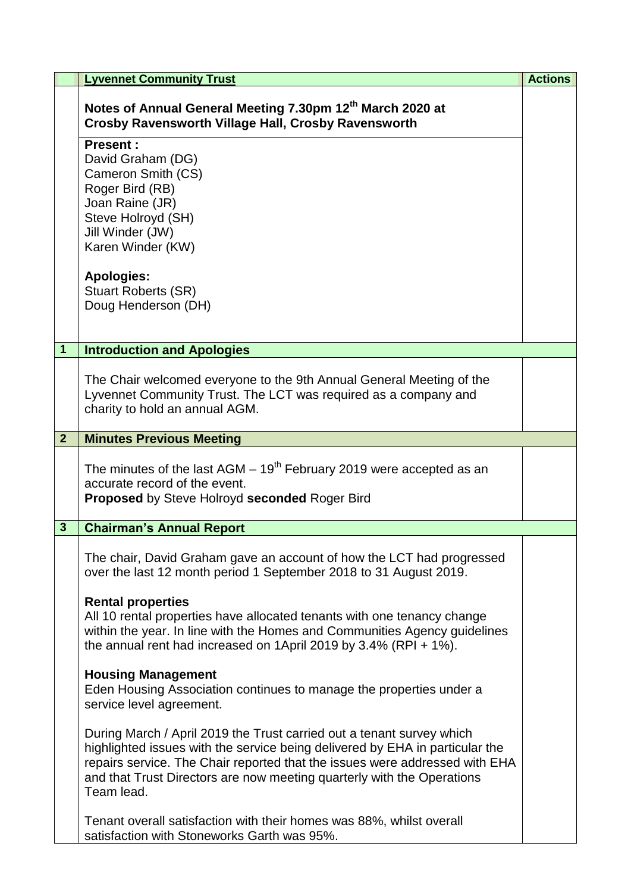| | **Lyvennet Community Trust** | **Actions** |
|---|---|---|

## Notes of Annual General Meeting 7.30pm 12th March 2020 at Crosby Ravensworth Village Hall, Crosby Ravensworth

**Present :**
David Graham (DG)
Cameron Smith (CS)
Roger Bird (RB)
Joan Raine (JR)
Steve Holroyd (SH)
Jill Winder (JW)
Karen Winder (KW)

**Apologies:**
Stuart Roberts (SR)
Doug Henderson (DH)

### 1 Introduction and Apologies

The Chair welcomed everyone to the 9th Annual General Meeting of the Lyvennet Community Trust. The LCT was required as a company and charity to hold an annual AGM.

### 2 Minutes Previous Meeting

The minutes of the last AGM – 19th February 2019 were accepted as an accurate record of the event.
**Proposed** by Steve Holroyd **seconded** Roger Bird

### 3 Chairman's Annual Report

The chair, David Graham gave an account of how the LCT had progressed over the last 12 month period 1 September 2018 to 31 August 2019.

**Rental properties**
All 10 rental properties have allocated tenants with one tenancy change within the year. In line with the Homes and Communities Agency guidelines the annual rent had increased on 1April 2019 by 3.4% (RPI + 1%).

**Housing Management**
Eden Housing Association continues to manage the properties under a service level agreement.

During March / April 2019 the Trust carried out a tenant survey which highlighted issues with the service being delivered by EHA in particular the repairs service. The Chair reported that the issues were addressed with EHA and that Trust Directors are now meeting quarterly with the Operations Team lead.

Tenant overall satisfaction with their homes was 88%, whilst overall satisfaction with Stoneworks Garth was 95%.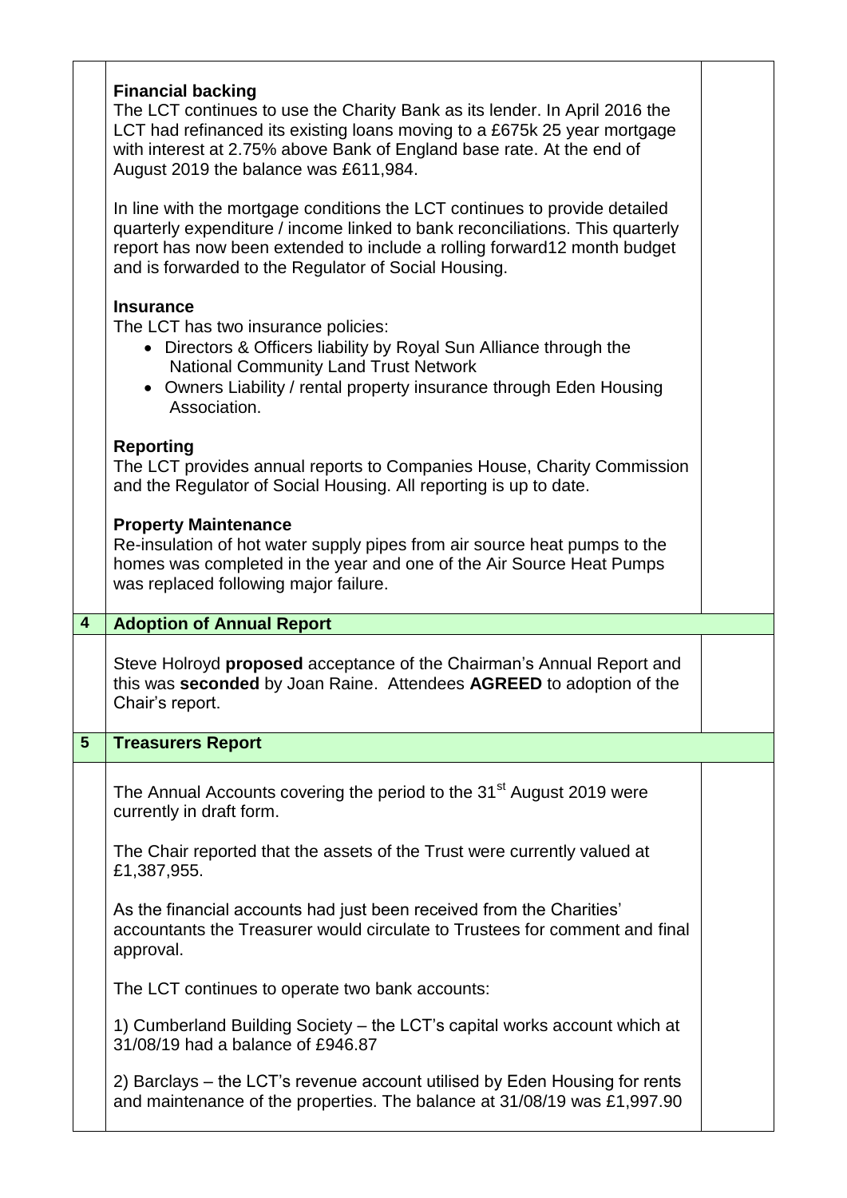**Financial backing**

The LCT continues to use the Charity Bank as its lender. In April 2016 the LCT had refinanced its existing loans moving to a £675k 25 year mortgage with interest at 2.75% above Bank of England base rate. At the end of August 2019 the balance was £611,984.

In line with the mortgage conditions the LCT continues to provide detailed quarterly expenditure / income linked to bank reconciliations. This quarterly report has now been extended to include a rolling forward12 month budget and is forwarded to the Regulator of Social Housing.

**Insurance**

The LCT has two insurance policies:

- Directors & Officers liability by Royal Sun Alliance through the National Community Land Trust Network
- Owners Liability / rental property insurance through Eden Housing Association.

**Reporting**

The LCT provides annual reports to Companies House, Charity Commission and the Regulator of Social Housing. All reporting is up to date.

**Property Maintenance**

Re-insulation of hot water supply pipes from air source heat pumps to the homes was completed in the year and one of the Air Source Heat Pumps was replaced following major failure.

## 4 Adoption of Annual Report

Steve Holroyd **proposed** acceptance of the Chairman's Annual Report and this was **seconded** by Joan Raine. Attendees **AGREED** to adoption of the Chair's report.

## 5 Treasurers Report

The Annual Accounts covering the period to the 31st August 2019 were currently in draft form.

The Chair reported that the assets of the Trust were currently valued at £1,387,955.

As the financial accounts had just been received from the Charities' accountants the Treasurer would circulate to Trustees for comment and final approval.

The LCT continues to operate two bank accounts:

1) Cumberland Building Society – the LCT's capital works account which at 31/08/19 had a balance of £946.87

2) Barclays – the LCT's revenue account utilised by Eden Housing for rents and maintenance of the properties. The balance at 31/08/19 was £1,997.90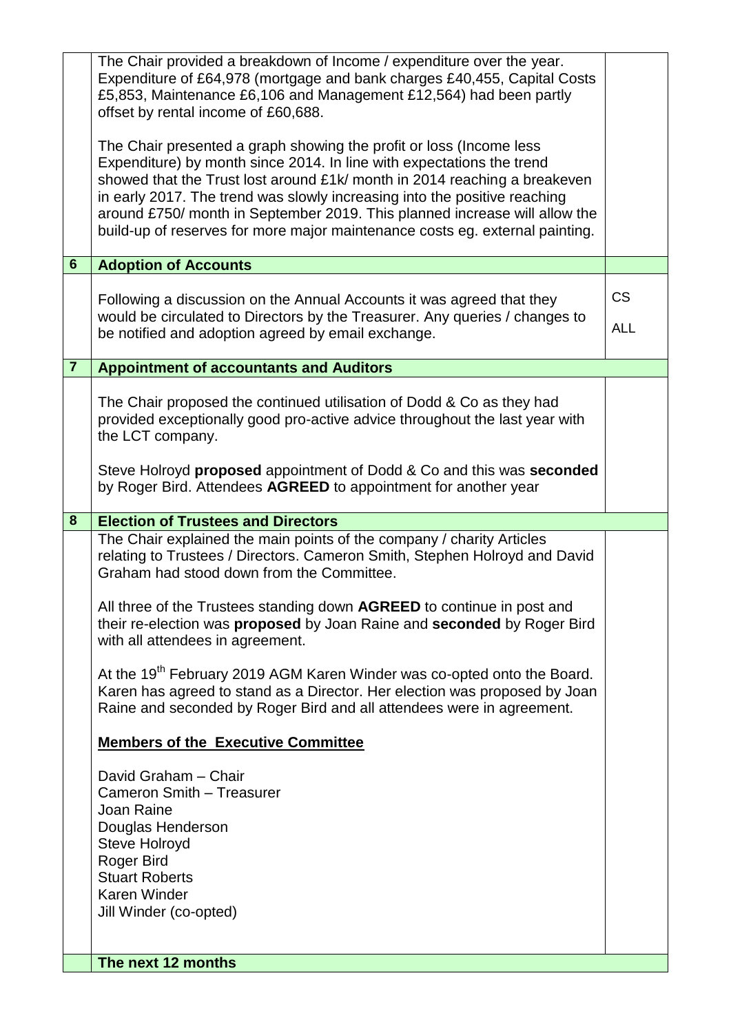| | | |
|---|---|---|
| | The Chair provided a breakdown of Income / expenditure over the year. Expenditure of £64,978 (mortgage and bank charges £40,455, Capital Costs £5,853, Maintenance £6,106 and Management £12,564) had been partly offset by rental income of £60,688.<br><br>The Chair presented a graph showing the profit or loss (Income less Expenditure) by month since 2014. In line with expectations the trend showed that the Trust lost around £1k/ month in 2014 reaching a breakeven in early 2017. The trend was slowly increasing into the positive reaching around £750/ month in September 2019. This planned increase will allow the build-up of reserves for more major maintenance costs eg. external painting. | |
| **6** | **Adoption of Accounts** | |
| | Following a discussion on the Annual Accounts it was agreed that they would be circulated to Directors by the Treasurer. Any queries / changes to be notified and adoption agreed by email exchange. | CS<br><br>ALL |
| **7** | **Appointment of accountants and Auditors** | |
| | The Chair proposed the continued utilisation of Dodd & Co as they had provided exceptionally good pro-active advice throughout the last year with the LCT company.<br><br>Steve Holroyd **proposed** appointment of Dodd & Co and this was **seconded** by Roger Bird. Attendees **AGREED** to appointment for another year | |
| **8** | **Election of Trustees and Directors** | |
| | The Chair explained the main points of the company / charity Articles relating to Trustees / Directors. Cameron Smith, Stephen Holroyd and David Graham had stood down from the Committee.<br><br>All three of the Trustees standing down **AGREED** to continue in post and their re-election was **proposed** by Joan Raine and **seconded** by Roger Bird with all attendees in agreement.<br><br>At the 19th February 2019 AGM Karen Winder was co-opted onto the Board. Karen has agreed to stand as a Director. Her election was proposed by Joan Raine and seconded by Roger Bird and all attendees were in agreement.<br><br>**Members of the Executive Committee**<br><br>David Graham – Chair<br>Cameron Smith – Treasurer<br>Joan Raine<br>Douglas Henderson<br>Steve Holroyd<br>Roger Bird<br>Stuart Roberts<br>Karen Winder<br>Jill Winder (co-opted) | |
| | **The next 12 months** | |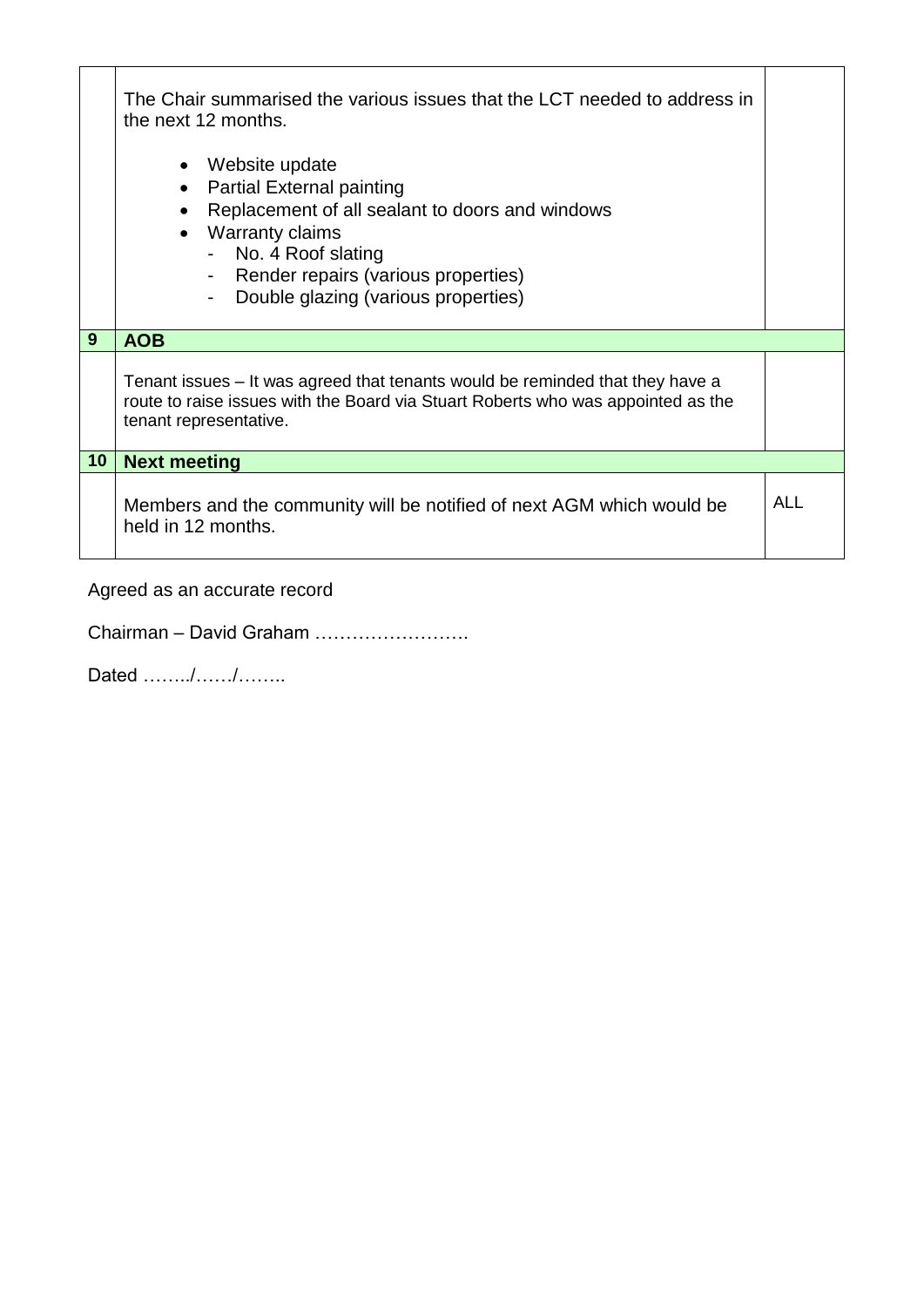| | | |
|---|---|---|
| | The Chair summarised the various issues that the LCT needed to address in the next 12 months.<br><br>• Website update<br>• Partial External painting<br>• Replacement of all sealant to doors and windows<br>• Warranty claims<br>&nbsp;&nbsp;- No. 4 Roof slating<br>&nbsp;&nbsp;- Render repairs (various properties)<br>&nbsp;&nbsp;- Double glazing (various properties) | |
| **9** | **AOB** | |
| | Tenant issues – It was agreed that tenants would be reminded that they have a route to raise issues with the Board via Stuart Roberts who was appointed as the tenant representative. | |
| **10** | **Next meeting** | |
| | Members and the community will be notified of next AGM which would be held in 12 months. | ALL |

Agreed as an accurate record

Chairman – David Graham …………………….

Dated ……../……/……..